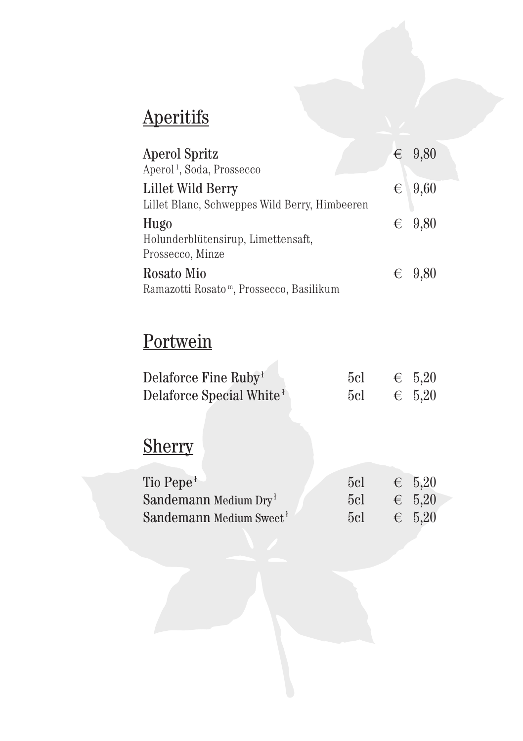## Aperitifs

**Aperol Spritz** € 9,80
Aperol [1], Soda, Prossecco

**Lillet Wild Berry** € 9,60
Lillet Blanc, Schweppes Wild Berry, Himbeeren

**Hugo** € 9,80
Holunderblütensirup, Limettensaft, Prossecco, Minze

**Rosato Mio** € 9,80
Ramazotti Rosato [m], Prossecco, Basilikum

## Portwein

| | | |
|---|---|---|
| Delaforce Fine Ruby [1] | 5cl | € 5,20 |
| Delaforce Special White [1] | 5cl | € 5,20 |

## Sherry

| | | |
|---|---|---|
| Tio Pepe [1] | 5cl | € 5,20 |
| Sandemann Medium Dry [1] | 5cl | € 5,20 |
| Sandemann Medium Sweet [1] | 5cl | € 5,20 |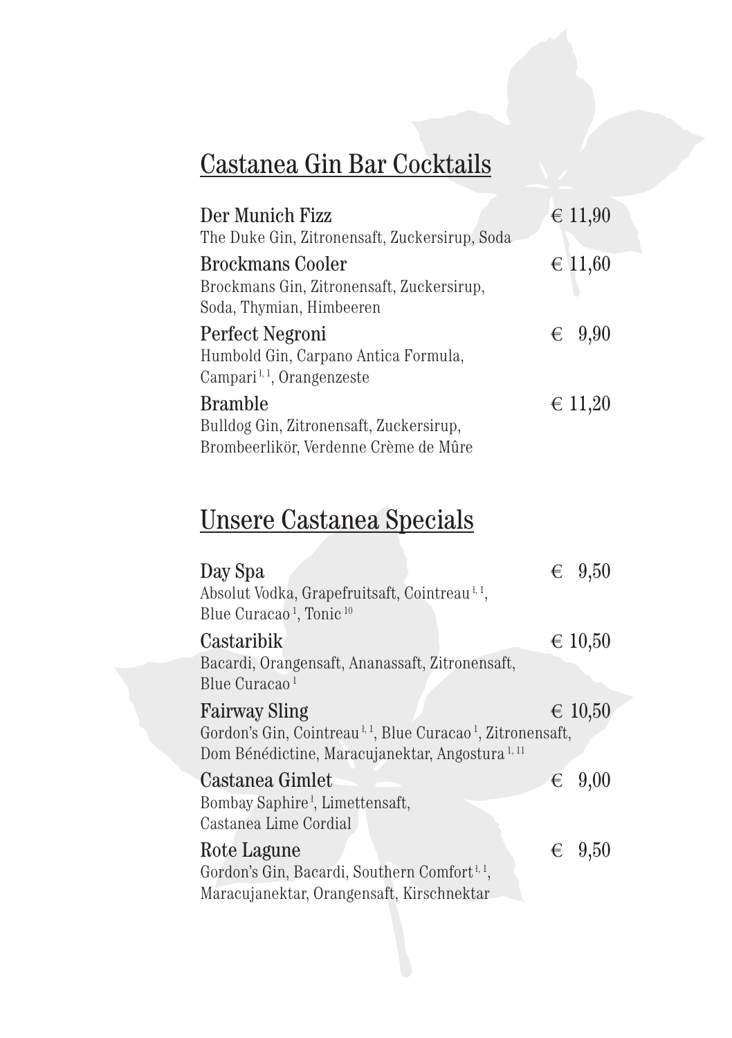## Castanea Gin Bar Cocktails

**Der Munich Fizz** € 11,90
The Duke Gin, Zitronensaft, Zuckersirup, Soda

**Brockmans Cooler** € 11,60
Brockmans Gin, Zitronensaft, Zuckersirup, Soda, Thymian, Himbeeren

**Perfect Negroni** € 9,90
Humbold Gin, Carpano Antica Formula, Campari [1, 1], Orangenzeste

**Bramble** € 11,20
Bulldog Gin, Zitronensaft, Zuckersirup, Brombeerlikör, Verdenne Crème de Mûre

## Unsere Castanea Specials

**Day Spa** € 9,50
Absolut Vodka, Grapefruitsaft, Cointreau [1, 1], Blue Curacao [1], Tonic [10]

**Castaribik** € 10,50
Bacardi, Orangensaft, Ananassaft, Zitronensaft, Blue Curacao [1]

**Fairway Sling** € 10,50
Gordon's Gin, Cointreau [1, 1], Blue Curacao [1], Zitronensaft, Dom Bénédictine, Maracujanektar, Angostura [1, 11]

**Castanea Gimlet** € 9,00
Bombay Saphire [1], Limettensaft, Castanea Lime Cordial

**Rote Lagune** € 9,50
Gordon's Gin, Bacardi, Southern Comfort [1, 1], Maracujanektar, Orangensaft, Kirschnektar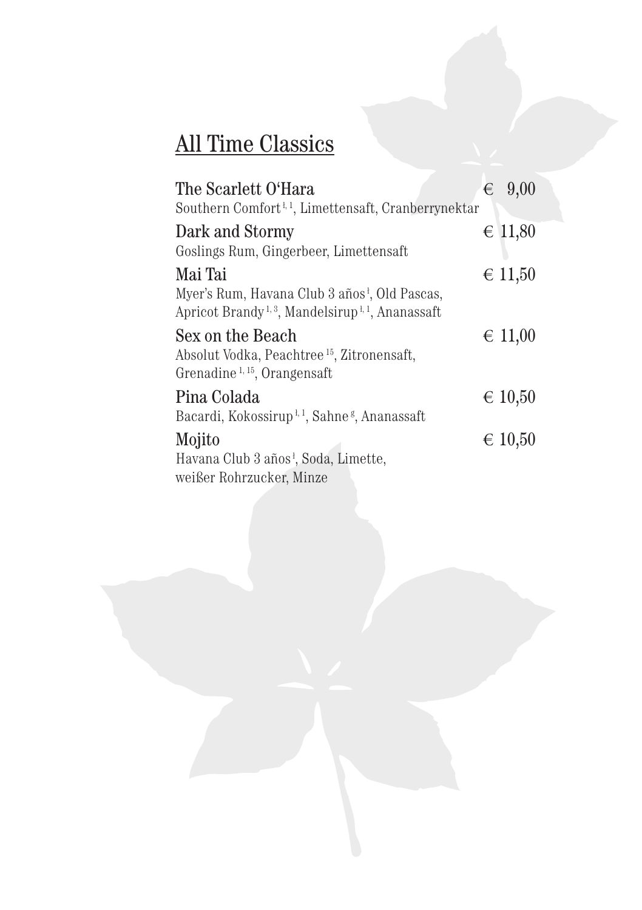## All Time Classics

**The Scarlett O'Hara** — € 9,00
Southern Comfort [1, 1], Limettensaft, Cranberrynektar

**Dark and Stormy** — € 11,80
Goslings Rum, Gingerbeer, Limettensaft

**Mai Tai** — € 11,50
Myer's Rum, Havana Club 3 años [1], Old Pascas, Apricot Brandy [1, 3], Mandelsirup [1, 1], Ananassaft

**Sex on the Beach** — € 11,00
Absolut Vodka, Peachtree [15], Zitronensaft, Grenadine [1, 15], Orangensaft

**Pina Colada** — € 10,50
Bacardi, Kokossirup [1, 1], Sahne [g], Ananassaft

**Mojito** — € 10,50
Havana Club 3 años [1], Soda, Limette, weißer Rohrzucker, Minze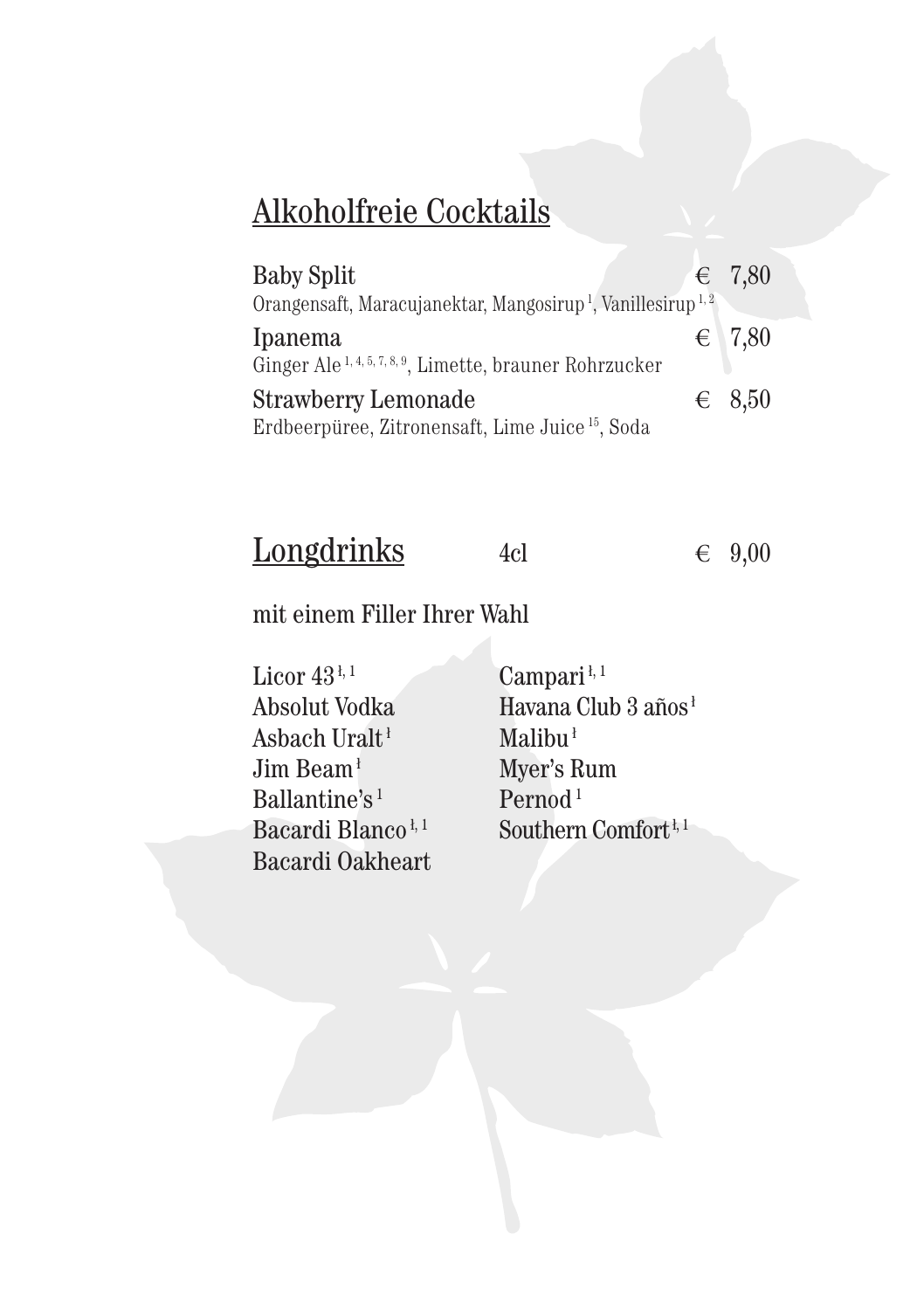## Alkoholfreie Cocktails

**Baby Split** € 7,80
Orangensaft, Maracujanektar, Mangosirup [1], Vanillesirup [1,2]

**Ipanema** € 7,80
Ginger Ale [1,4,5,7,8,9], Limette, brauner Rohrzucker

**Strawberry Lemonade** € 8,50
Erdbeerpüree, Zitronensaft, Lime Juice [15], Soda

## Longdrinks 4cl € 9,00

mit einem Filler Ihrer Wahl

Licor 43 [ł,1]
Absolut Vodka
Asbach Uralt [ł]
Jim Beam [ł]
Ballantine's [1]
Bacardi Blanco [ł,1]
Bacardi Oakheart
Campari [ł,1]
Havana Club 3 años [ł]
Malibu [ł]
Myer's Rum
Pernod [1]
Southern Comfort [ł,1]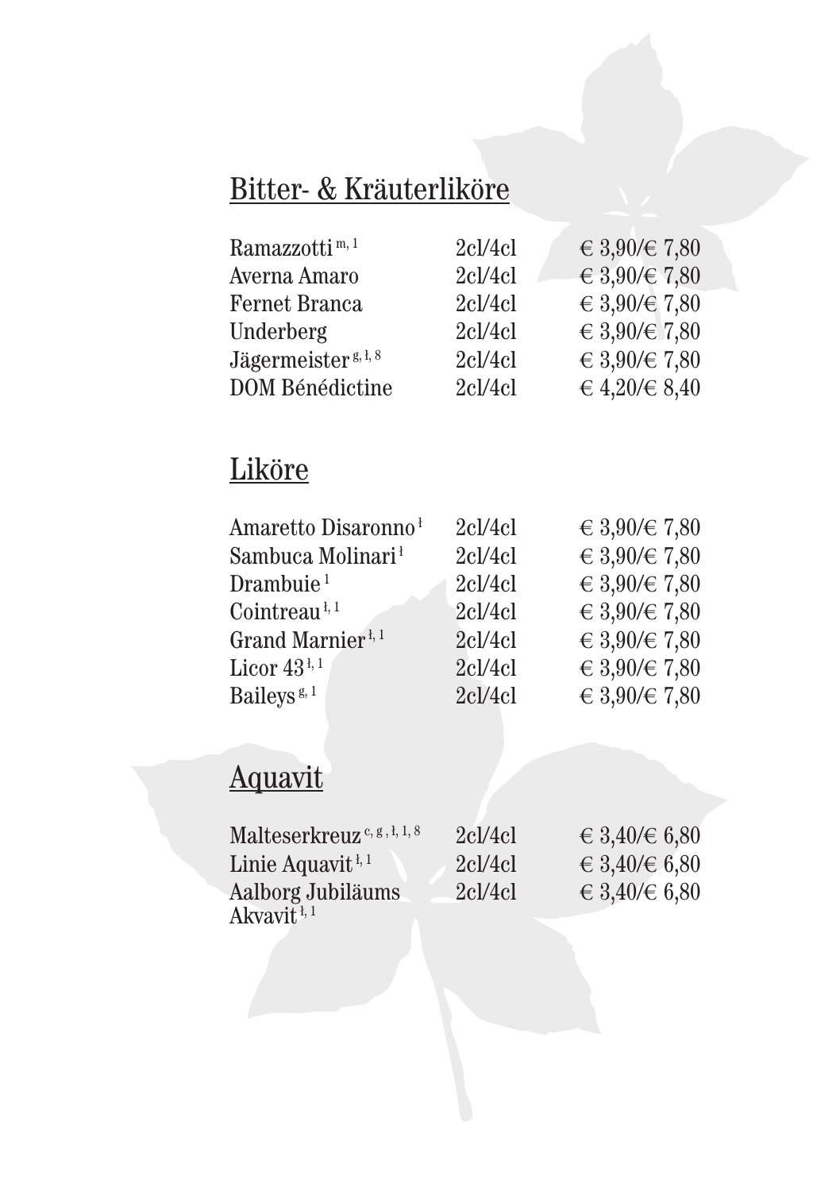## Bitter- & Kräuterliköre

| | | |
|---|---|---|
| Ramazzotti [m, 1] | 2cl/4cl | € 3,90/€ 7,80 |
| Averna Amaro | 2cl/4cl | € 3,90/€ 7,80 |
| Fernet Branca | 2cl/4cl | € 3,90/€ 7,80 |
| Underberg | 2cl/4cl | € 3,90/€ 7,80 |
| Jägermeister [g, ł, 8] | 2cl/4cl | € 3,90/€ 7,80 |
| DOM Bénédictine | 2cl/4cl | € 4,20/€ 8,40 |

## Liköre

| | | |
|---|---|---|
| Amaretto Disaronno [ł] | 2cl/4cl | € 3,90/€ 7,80 |
| Sambuca Molinari [ł] | 2cl/4cl | € 3,90/€ 7,80 |
| Drambuie [1] | 2cl/4cl | € 3,90/€ 7,80 |
| Cointreau [ł, 1] | 2cl/4cl | € 3,90/€ 7,80 |
| Grand Marnier [ł, 1] | 2cl/4cl | € 3,90/€ 7,80 |
| Licor 43 [ł, 1] | 2cl/4cl | € 3,90/€ 7,80 |
| Baileys [g, 1] | 2cl/4cl | € 3,90/€ 7,80 |

## Aquavit

| | | |
|---|---|---|
| Malteserkreuz [c, g, ł, 1, 8] | 2cl/4cl | € 3,40/€ 6,80 |
| Linie Aquavit [ł, 1] | 2cl/4cl | € 3,40/€ 6,80 |
| Aalborg Jubiläums Akvavit [ł, 1] | 2cl/4cl | € 3,40/€ 6,80 |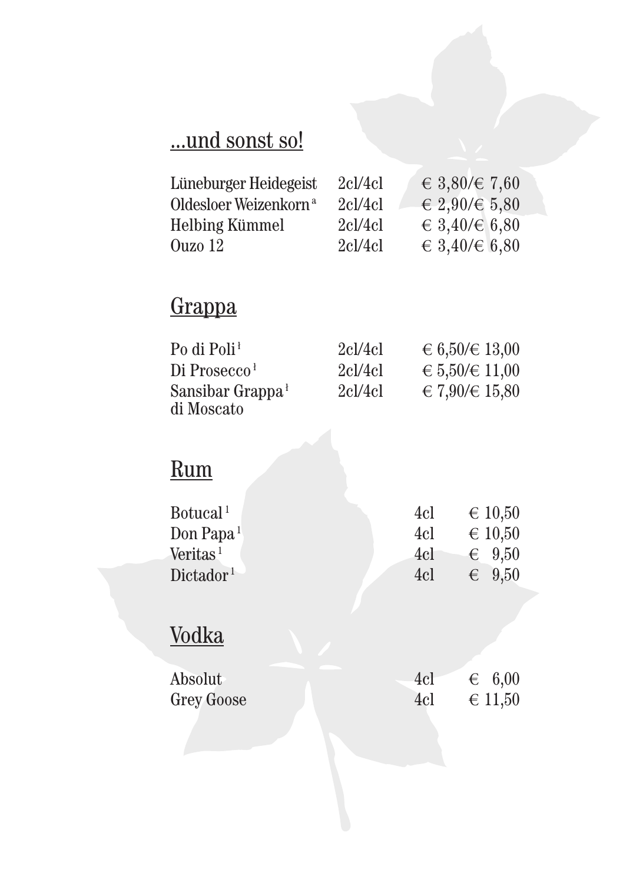## ...und sonst so!

| | | |
|---|---|---|
| Lüneburger Heidegeist | 2cl/4cl | € 3,80/€ 7,60 |
| Oldesloer Weizenkorn[a] | 2cl/4cl | € 2,90/€ 5,80 |
| Helbing Kümmel | 2cl/4cl | € 3,40/€ 6,80 |
| Ouzo 12 | 2cl/4cl | € 3,40/€ 6,80 |

## Grappa

| | | |
|---|---|---|
| Po di Poli[1] | 2cl/4cl | € 6,50/€ 13,00 |
| Di Prosecco[1] | 2cl/4cl | € 5,50/€ 11,00 |
| Sansibar Grappa[1] di Moscato | 2cl/4cl | € 7,90/€ 15,80 |

## Rum

| | | |
|---|---|---|
| Botucal[1] | 4cl | € 10,50 |
| Don Papa[1] | 4cl | € 10,50 |
| Veritas[1] | 4cl | € 9,50 |
| Dictador[1] | 4cl | € 9,50 |

## Vodka

| | | |
|---|---|---|
| Absolut | 4cl | € 6,00 |
| Grey Goose | 4cl | € 11,50 |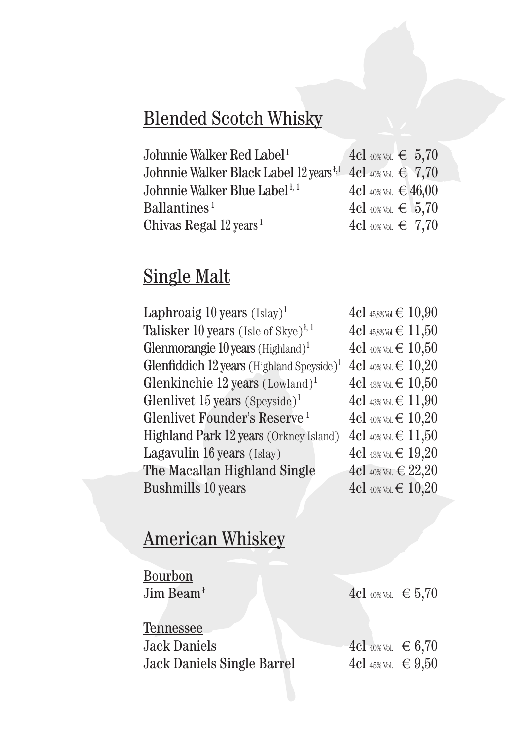## Blended Scotch Whisky

| | | | |
|---|---|---|---|
| Johnnie Walker Red Label[1] | 4cl | 40% Vol. | € 5,70 |
| Johnnie Walker Black Label 12 years[1,1] | 4cl | 40% Vol. | € 7,70 |
| Johnnie Walker Blue Label[1,1] | 4cl | 40% Vol. | € 46,00 |
| Ballantines[1] | 4cl | 40% Vol. | € 5,70 |
| Chivas Regal 12 years[1] | 4cl | 40% Vol. | € 7,70 |

## Single Malt

| | | | |
|---|---|---|---|
| Laphroaig 10 years (Islay)[1] | 4cl | 45,8% Vol. | € 10,90 |
| Talisker 10 years (Isle of Skye)[1,1] | 4cl | 45,8% Vol. | € 11,50 |
| Glenmorangie 10 years (Highland)[1] | 4cl | 40% Vol. | € 10,50 |
| Glenfiddich 12 years (Highland Speyside)[1] | 4cl | 40% Vol. | € 10,20 |
| Glenkinchie 12 years (Lowland)[1] | 4cl | 43% Vol. | € 10,50 |
| Glenlivet 15 years (Speyside)[1] | 4cl | 43% Vol. | € 11,90 |
| Glenlivet Founder's Reserve[1] | 4cl | 40% Vol. | € 10,20 |
| Highland Park 12 years (Orkney Island) | 4cl | 40% Vol. | € 11,50 |
| Lagavulin 16 years (Islay) | 4cl | 43% Vol. | € 19,20 |
| The Macallan Highland Single | 4cl | 40% Vol. | € 22,20 |
| Bushmills 10 years | 4cl | 40% Vol. | € 10,20 |

## American Whiskey

### Bourbon

| | | | |
|---|---|---|---|
| Jim Beam[1] | 4cl | 40% Vol. | € 5,70 |

### Tennessee

| | | | |
|---|---|---|---|
| Jack Daniels | 4cl | 40% Vol. | € 6,70 |
| Jack Daniels Single Barrel | 4cl | 45% Vol. | € 9,50 |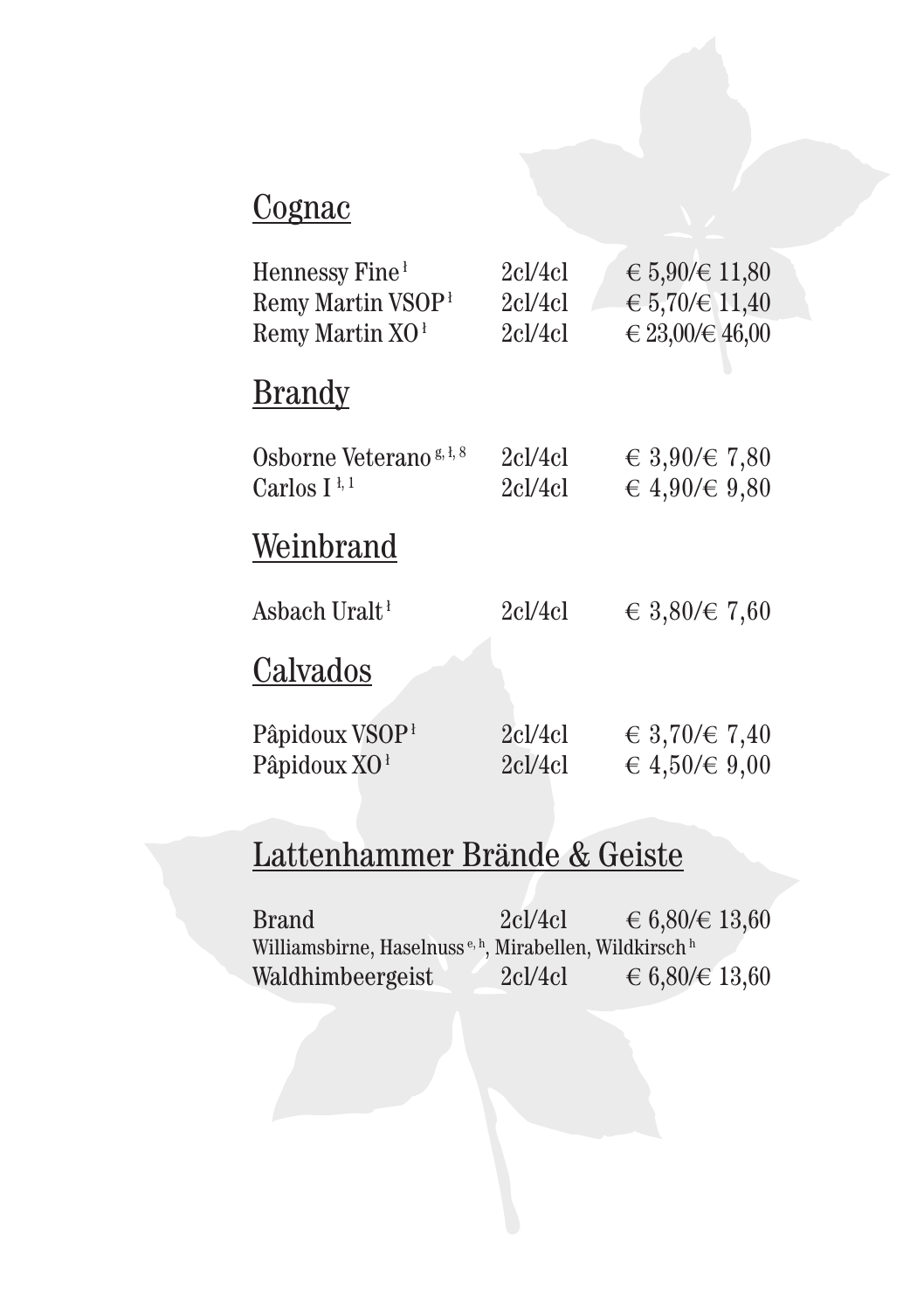## Cognac

| | | |
|---|---|---|
| Hennessy Fine[1] | 2cl/4cl | € 5,90/€ 11,80 |
| Remy Martin VSOP[1] | 2cl/4cl | € 5,70/€ 11,40 |
| Remy Martin XO[1] | 2cl/4cl | € 23,00/€ 46,00 |

## Brandy

| | | |
|---|---|---|
| Osborne Veterano[g, 1, 8] | 2cl/4cl | € 3,90/€ 7,80 |
| Carlos I[1, 1] | 2cl/4cl | € 4,90/€ 9,80 |

## Weinbrand

| | | |
|---|---|---|
| Asbach Uralt[1] | 2cl/4cl | € 3,80/€ 7,60 |

## Calvados

| | | |
|---|---|---|
| Pâpidoux VSOP[1] | 2cl/4cl | € 3,70/€ 7,40 |
| Pâpidoux XO[1] | 2cl/4cl | € 4,50/€ 9,00 |

## Lattenhammer Brände & Geiste

| | | |
|---|---|---|
| Brand | 2cl/4cl | € 6,80/€ 13,60 |
| Williamsbirne, Haselnuss[e, h], Mirabellen, Wildkirsch[h] | | |
| Waldhimbeergeist | 2cl/4cl | € 6,80/€ 13,60 |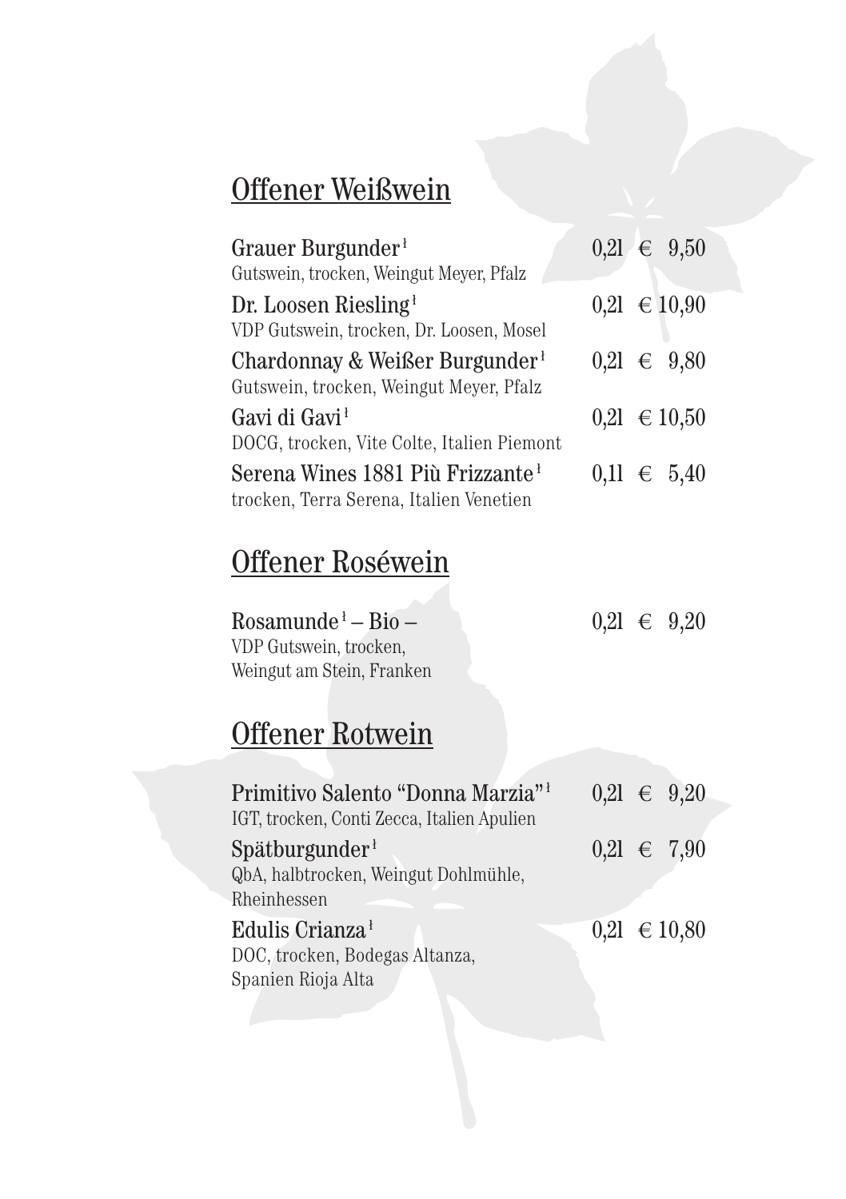## Offener Weißwein

**Grauer Burgunder**[1] — 0,2l € 9,50
Gutswein, trocken, Weingut Meyer, Pfalz

**Dr. Loosen Riesling**[1] — 0,2l € 10,90
VDP Gutswein, trocken, Dr. Loosen, Mosel

**Chardonnay & Weißer Burgunder**[1] — 0,2l € 9,80
Gutswein, trocken, Weingut Meyer, Pfalz

**Gavi di Gavi**[1] — 0,2l € 10,50
DOCG, trocken, Vite Colte, Italien Piemont

**Serena Wines 1881 Più Frizzante**[1] — 0,1l € 5,40
trocken, Terra Serena, Italien Venetien

## Offener Roséwein

**Rosamunde**[1] **– Bio –** — 0,2l € 9,20
VDP Gutswein, trocken,
Weingut am Stein, Franken

## Offener Rotwein

**Primitivo Salento "Donna Marzia"**[1] — 0,2l € 9,20
IGT, trocken, Conti Zecca, Italien Apulien

**Spätburgunder**[1] — 0,2l € 7,90
QbA, halbtrocken, Weingut Dohlmühle,
Rheinhessen

**Edulis Crianza**[1] — 0,2l € 10,80
DOC, trocken, Bodegas Altanza,
Spanien Rioja Alta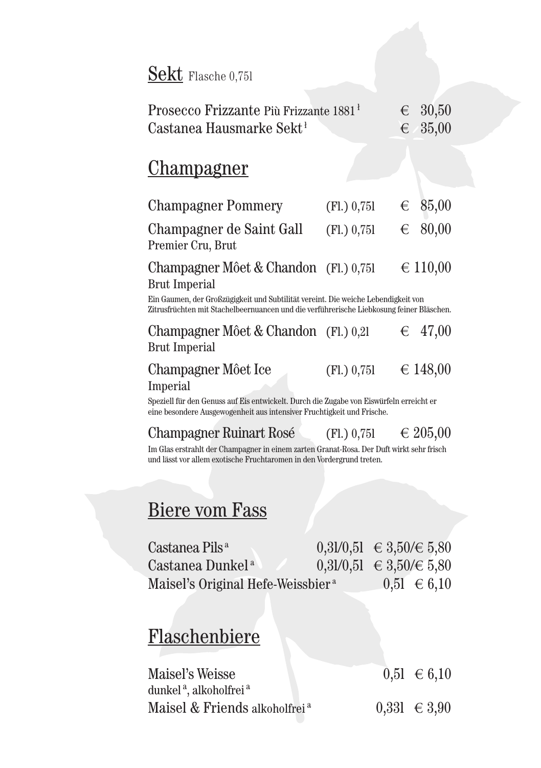## Sekt Flasche 0,75l

Prosecco Frizzante Più Frizzante 1881[I] € 30,50
Castanea Hausmarke Sekt[I] € 35,00

## Champagner

Champagner Pommery (Fl.) 0,75l € 85,00

Champagner de Saint Gall (Fl.) 0,75l € 80,00
Premier Cru, Brut

Champagner Môet & Chandon (Fl.) 0,75l € 110,00
Brut Imperial

Ein Gaumen, der Großzügigkeit und Subtilität vereint. Die weiche Lebendigkeit von Zitrusfrüchten mit Stachelbeernuancen und die verführerische Liebkosung feiner Bläschen.

Champagner Môet & Chandon (Fl.) 0,2l € 47,00
Brut Imperial

Champagner Môet Ice (Fl.) 0,75l € 148,00
Imperial

Speziell für den Genuss auf Eis entwickelt. Durch die Zugabe von Eiswürfeln erreicht er eine besondere Ausgewogenheit aus intensiver Fruchtigkeit und Frische.

Champagner Ruinart Rosé (Fl.) 0,75l € 205,00

Im Glas erstrahlt der Champagner in einem zarten Granat-Rosa. Der Duft wirkt sehr frisch und lässt vor allem exotische Fruchtaromen in den Vordergrund treten.

## Biere vom Fass

Castanea Pils[a] 0,3l/0,5l € 3,50/€ 5,80
Castanea Dunkel[a] 0,3l/0,5l € 3,50/€ 5,80
Maisel's Original Hefe-Weissbier[a] 0,5l € 6,10

## Flaschenbiere

Maisel's Weisse 0,5l € 6,10
dunkel[a], alkoholfrei[a]
Maisel & Friends alkoholfrei[a] 0,33l € 3,90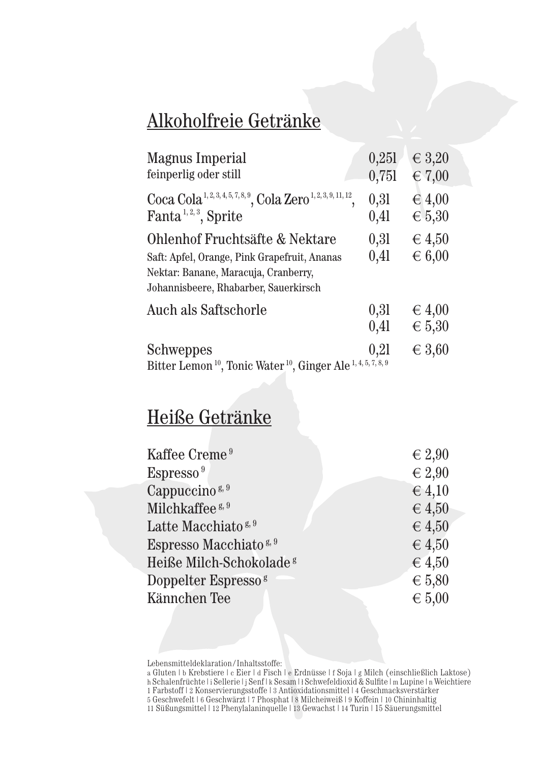## Alkoholfreie Getränke

| | | |
|---|---|---|
| Magnus Imperial | 0,25l | € 3,20 |
| feinperlig oder still | 0,75l | € 7,00 |
| Coca Cola [1, 2, 3, 4, 5, 7, 8, 9], Cola Zero [1, 2, 3, 9, 11, 12], | 0,3l | € 4,00 |
| Fanta [1, 2, 3], Sprite | 0,4l | € 5,30 |
| Ohlenhof Fruchtsäfte & Nektare | 0,3l | € 4,50 |
| Saft: Apfel, Orange, Pink Grapefruit, Ananas | 0,4l | € 6,00 |
| Nektar: Banane, Maracuja, Cranberry, | | |
| Johannisbeere, Rhabarber, Sauerkirsch | | |
| Auch als Saftschorle | 0,3l | € 4,00 |
| | 0,4l | € 5,30 |
| Schweppes | 0,2l | € 3,60 |
| Bitter Lemon [10], Tonic Water [10], Ginger Ale [1, 4, 5, 7, 8, 9] | | |

## Heiße Getränke

| | |
|---|---|
| Kaffee Creme [9] | € 2,90 |
| Espresso [9] | € 2,90 |
| Cappuccino [g, 9] | € 4,10 |
| Milchkaffee [g, 9] | € 4,50 |
| Latte Macchiato [g, 9] | € 4,50 |
| Espresso Macchiato [g, 9] | € 4,50 |
| Heiße Milch-Schokolade [g] | € 4,50 |
| Doppelter Espresso [g] | € 5,80 |
| Kännchen Tee | € 5,00 |

Lebensmitteldeklaration/Inhaltsstoffe:
a Gluten | b Krebstiere | c Eier | d Fisch | e Erdnüsse | f Soja | g Milch (einschließlich Laktose)
h Schalenfrüchte | i Sellerie | j Senf | k Sesam | l Schwefeldioxid & Sulfite | m Lupine | n Weichtiere
1 Farbstoff | 2 Konservierungsstoffe | 3 Antioxidationsmittel | 4 Geschmacksverstärker
5 Geschwefelt | 6 Geschwärzt | 7 Phosphat | 8 Milcheiweiß | 9 Koffein | 10 Chininhaltig
11 Süßungsmittel | 12 Phenylalaninquelle | 13 Gewachst | 14 Turin | 15 Säuerungsmittel